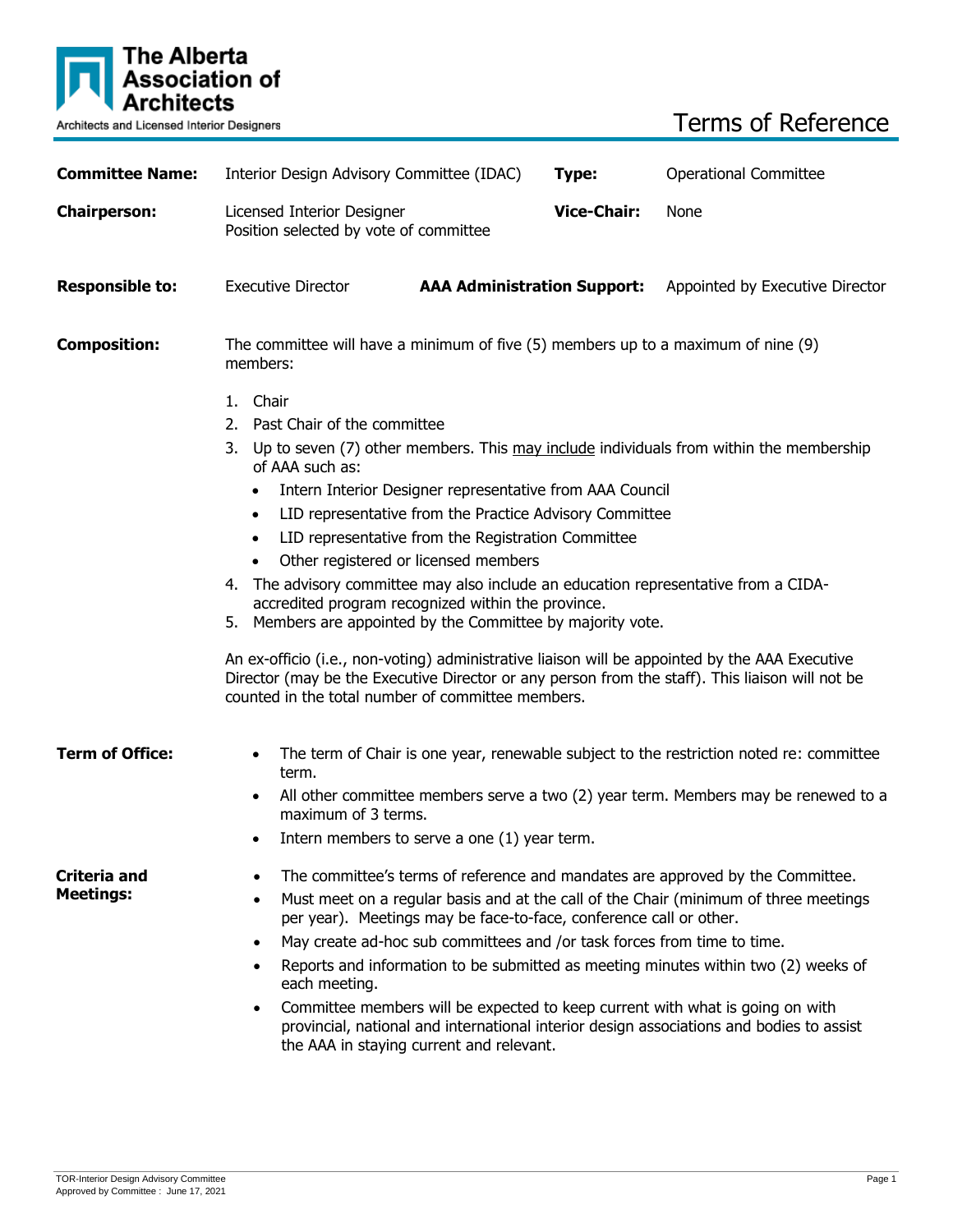**The Alberta Association of Architects**
Architects and Licensed Interior Designers

# Terms of Reference

| | | | |
|---|---|---|---|
| **Committee Name:** | Interior Design Advisory Committee (IDAC) | **Type:** | Operational Committee |
| **Chairperson:** | Licensed Interior Designer<br>Position selected by vote of committee | **Vice-Chair:** | None |
| **Responsible to:** | Executive Director | **AAA Administration Support:** | Appointed by Executive Director |

**Composition:**

The committee will have a minimum of five (5) members up to a maximum of nine (9) members:

1. Chair
2. Past Chair of the committee
3. Up to seven (7) other members. This may include individuals from within the membership of AAA such as:
   - Intern Interior Designer representative from AAA Council
   - LID representative from the Practice Advisory Committee
   - LID representative from the Registration Committee
   - Other registered or licensed members
4. The advisory committee may also include an education representative from a CIDA-accredited program recognized within the province.
5. Members are appointed by the Committee by majority vote.

An ex-officio (i.e., non-voting) administrative liaison will be appointed by the AAA Executive Director (may be the Executive Director or any person from the staff). This liaison will not be counted in the total number of committee members.

**Term of Office:**

- The term of Chair is one year, renewable subject to the restriction noted re: committee term.
- All other committee members serve a two (2) year term. Members may be renewed to a maximum of 3 terms.
- Intern members to serve a one (1) year term.

**Criteria and Meetings:**

- The committee's terms of reference and mandates are approved by the Committee.
- Must meet on a regular basis and at the call of the Chair (minimum of three meetings per year). Meetings may be face-to-face, conference call or other.
- May create ad-hoc sub committees and /or task forces from time to time.
- Reports and information to be submitted as meeting minutes within two (2) weeks of each meeting.
- Committee members will be expected to keep current with what is going on with provincial, national and international interior design associations and bodies to assist the AAA in staying current and relevant.

TOR-Interior Design Advisory Committee
Approved by Committee : June 17, 2021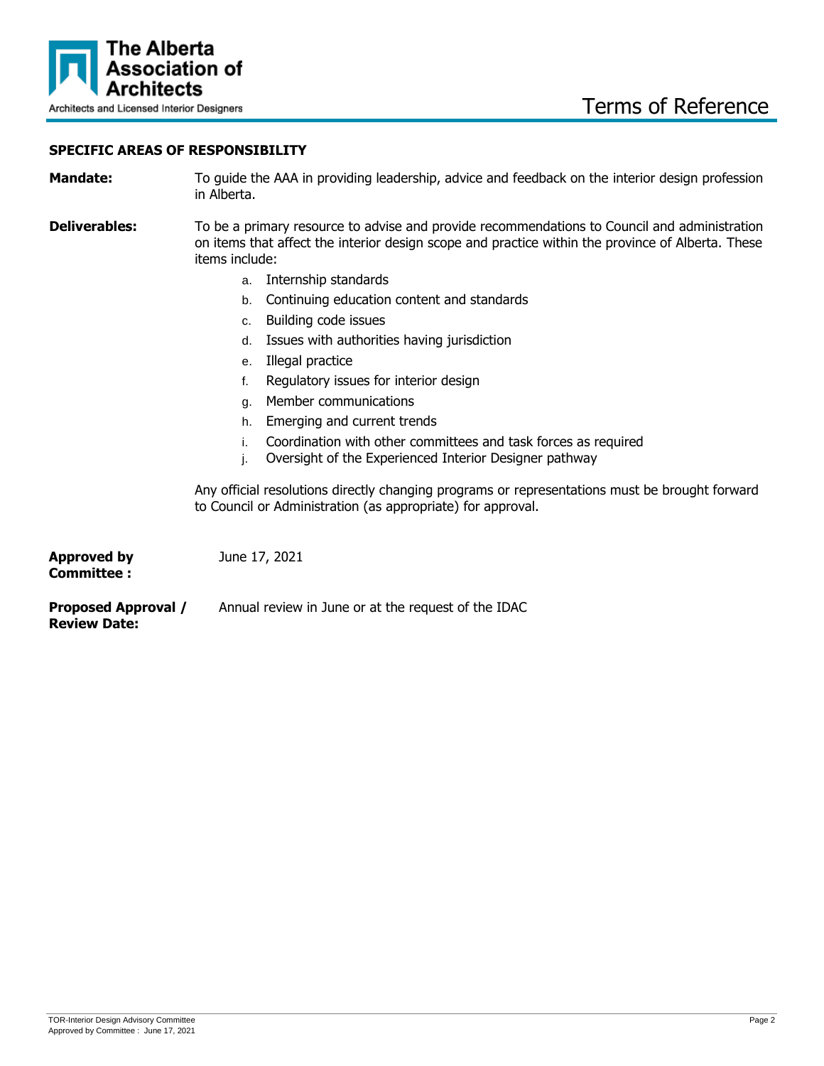## SPECIFIC AREAS OF RESPONSIBILITY

**Mandate:** To guide the AAA in providing leadership, advice and feedback on the interior design profession in Alberta.

**Deliverables:** To be a primary resource to advise and provide recommendations to Council and administration on items that affect the interior design scope and practice within the province of Alberta. These items include:

a. Internship standards
b. Continuing education content and standards
c. Building code issues
d. Issues with authorities having jurisdiction
e. Illegal practice
f. Regulatory issues for interior design
g. Member communications
h. Emerging and current trends
i. Coordination with other committees and task forces as required
j. Oversight of the Experienced Interior Designer pathway

Any official resolutions directly changing programs or representations must be brought forward to Council or Administration (as appropriate) for approval.

**Approved by Committee :** June 17, 2021

**Proposed Approval / Review Date:** Annual review in June or at the request of the IDAC